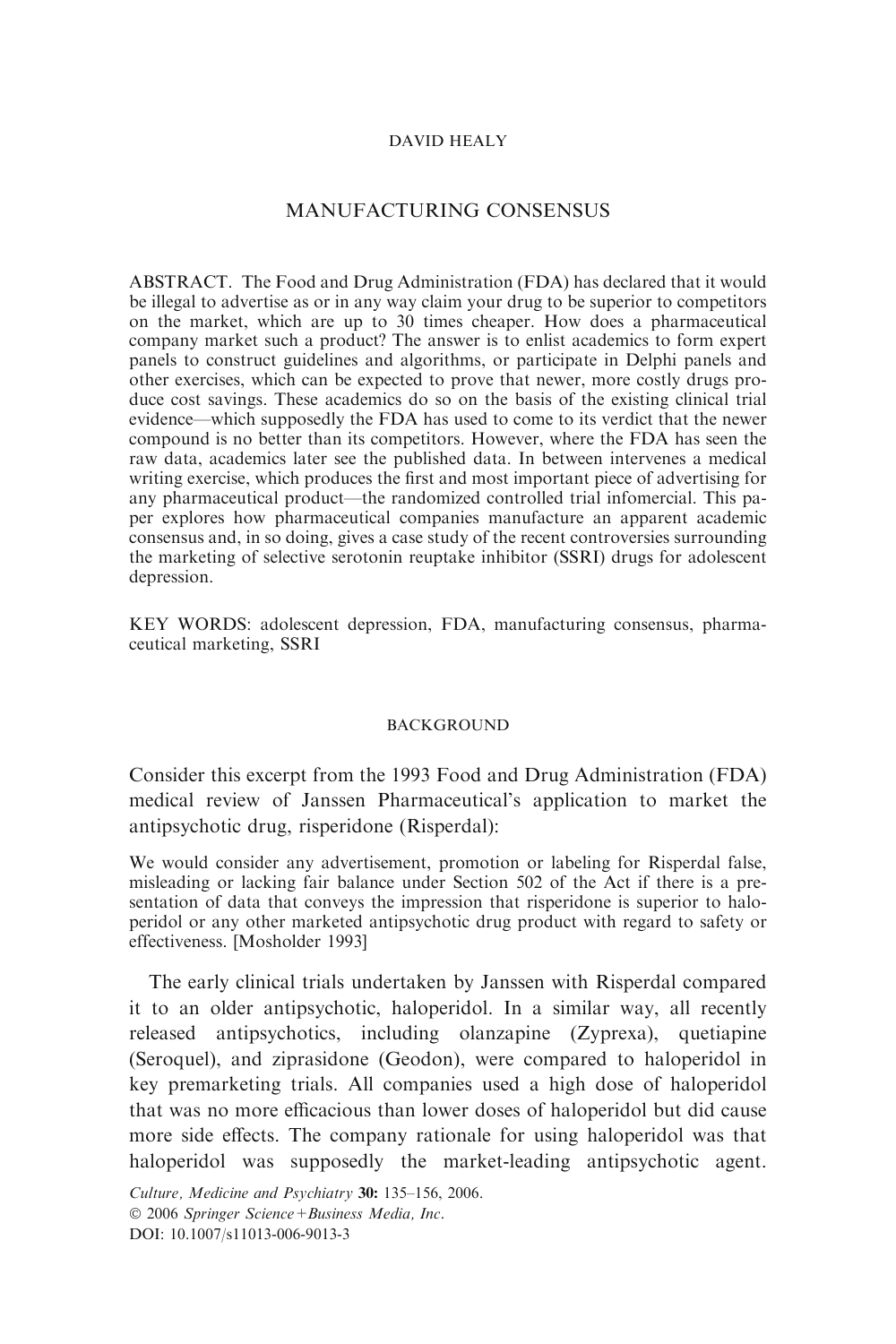DAVID HEALY

# MANUFACTURING CONSENSUS

ABSTRACT. The Food and Drug Administration (FDA) has declared that it would be illegal to advertise as or in any way claim your drug to be superior to competitors on the market, which are up to 30 times cheaper. How does a pharmaceutical company market such a product? The answer is to enlist academics to form expert panels to construct guidelines and algorithms, or participate in Delphi panels and other exercises, which can be expected to prove that newer, more costly drugs produce cost savings. These academics do so on the basis of the existing clinical trial evidence—which supposedly the FDA has used to come to its verdict that the newer compound is no better than its competitors. However, where the FDA has seen the raw data, academics later see the published data. In between intervenes a medical writing exercise, which produces the first and most important piece of advertising for any pharmaceutical product—the randomized controlled trial infomercial. This paper explores how pharmaceutical companies manufacture an apparent academic consensus and, in so doing, gives a case study of the recent controversies surrounding the marketing of selective serotonin reuptake inhibitor (SSRI) drugs for adolescent depression.

KEY WORDS: adolescent depression, FDA, manufacturing consensus, pharmaceutical marketing, SSRI

## BACKGROUND

Consider this excerpt from the 1993 Food and Drug Administration (FDA) medical review of Janssen Pharmaceutical's application to market the antipsychotic drug, risperidone (Risperdal):

> We would consider any advertisement, promotion or labeling for Risperdal false, misleading or lacking fair balance under Section 502 of the Act if there is a presentation of data that conveys the impression that risperidone is superior to haloperidol or any other marketed antipsychotic drug product with regard to safety or effectiveness. [Mosholder 1993]

The early clinical trials undertaken by Janssen with Risperdal compared it to an older antipsychotic, haloperidol. In a similar way, all recently released antipsychotics, including olanzapine (Zyprexa), quetiapine (Seroquel), and ziprasidone (Geodon), were compared to haloperidol in key premarketing trials. All companies used a high dose of haloperidol that was no more efficacious than lower doses of haloperidol but did cause more side effects. The company rationale for using haloperidol was that haloperidol was supposedly the market-leading antipsychotic agent.

*Culture, Medicine and Psychiatry* **30:** 135–156, 2006.
© 2006 *Springer Science+Business Media, Inc.*
DOI: 10.1007/s11013-006-9013-3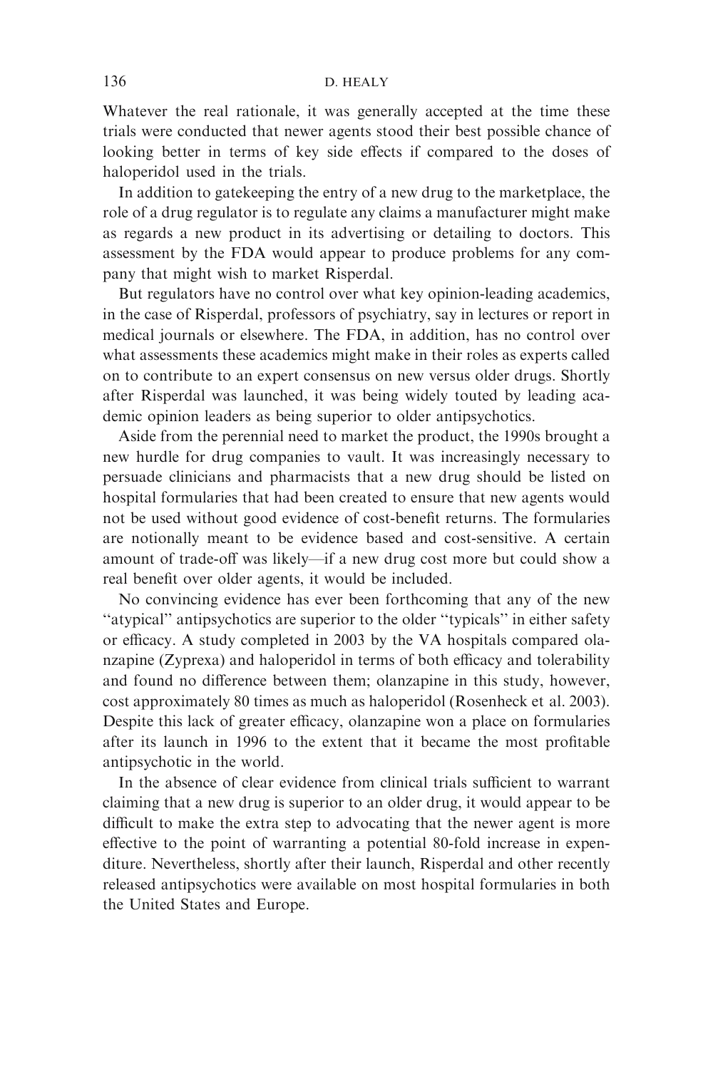Whatever the real rationale, it was generally accepted at the time these trials were conducted that newer agents stood their best possible chance of looking better in terms of key side effects if compared to the doses of haloperidol used in the trials.

In addition to gatekeeping the entry of a new drug to the marketplace, the role of a drug regulator is to regulate any claims a manufacturer might make as regards a new product in its advertising or detailing to doctors. This assessment by the FDA would appear to produce problems for any company that might wish to market Risperdal.

But regulators have no control over what key opinion-leading academics, in the case of Risperdal, professors of psychiatry, say in lectures or report in medical journals or elsewhere. The FDA, in addition, has no control over what assessments these academics might make in their roles as experts called on to contribute to an expert consensus on new versus older drugs. Shortly after Risperdal was launched, it was being widely touted by leading academic opinion leaders as being superior to older antipsychotics.

Aside from the perennial need to market the product, the 1990s brought a new hurdle for drug companies to vault. It was increasingly necessary to persuade clinicians and pharmacists that a new drug should be listed on hospital formularies that had been created to ensure that new agents would not be used without good evidence of cost-benefit returns. The formularies are notionally meant to be evidence based and cost-sensitive. A certain amount of trade-off was likely—if a new drug cost more but could show a real benefit over older agents, it would be included.

No convincing evidence has ever been forthcoming that any of the new "atypical" antipsychotics are superior to the older "typicals" in either safety or efficacy. A study completed in 2003 by the VA hospitals compared olanzapine (Zyprexa) and haloperidol in terms of both efficacy and tolerability and found no difference between them; olanzapine in this study, however, cost approximately 80 times as much as haloperidol (Rosenheck et al. 2003). Despite this lack of greater efficacy, olanzapine won a place on formularies after its launch in 1996 to the extent that it became the most profitable antipsychotic in the world.

In the absence of clear evidence from clinical trials sufficient to warrant claiming that a new drug is superior to an older drug, it would appear to be difficult to make the extra step to advocating that the newer agent is more effective to the point of warranting a potential 80-fold increase in expenditure. Nevertheless, shortly after their launch, Risperdal and other recently released antipsychotics were available on most hospital formularies in both the United States and Europe.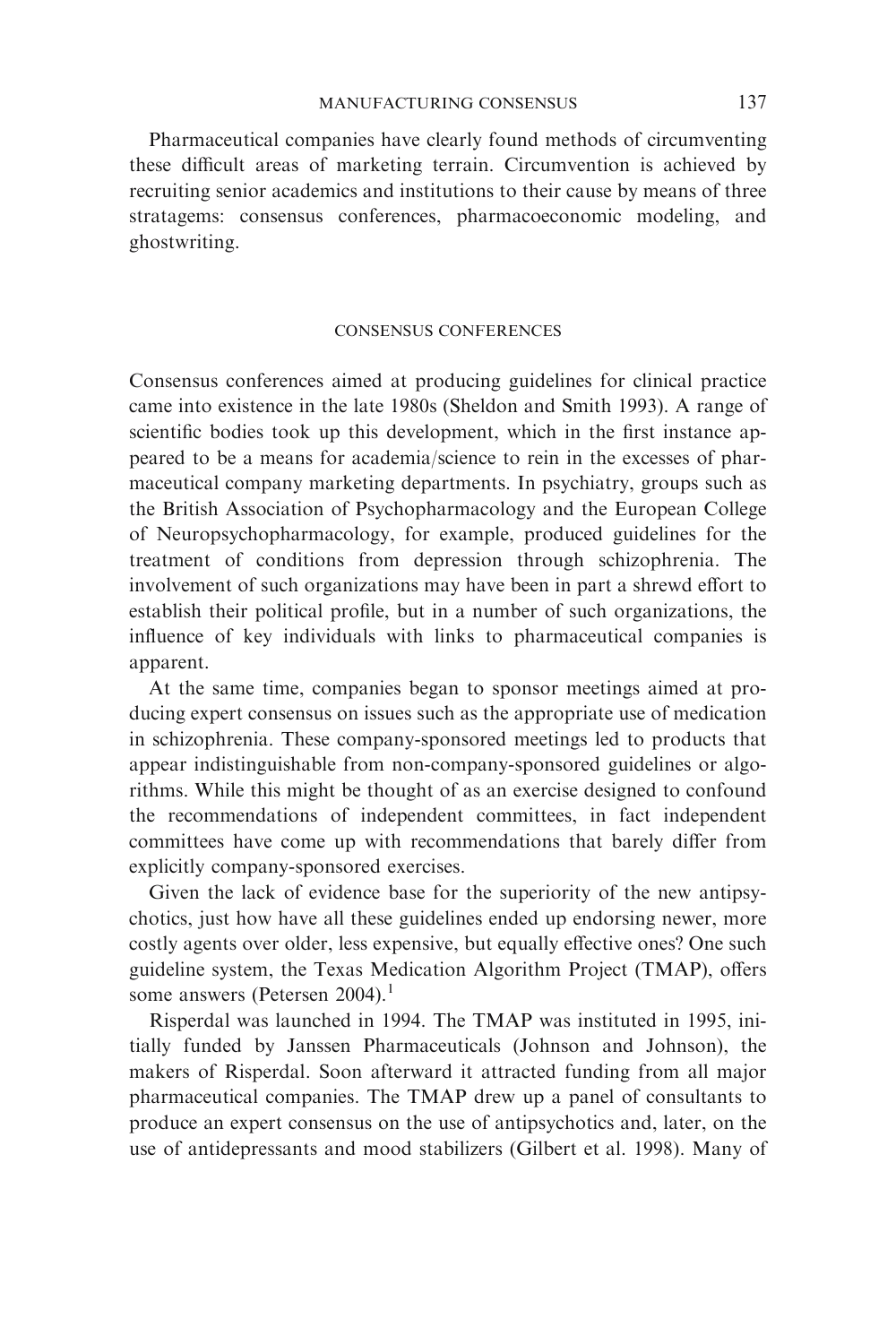Pharmaceutical companies have clearly found methods of circumventing these difficult areas of marketing terrain. Circumvention is achieved by recruiting senior academics and institutions to their cause by means of three stratagems: consensus conferences, pharmacoeconomic modeling, and ghostwriting.

## CONSENSUS CONFERENCES

Consensus conferences aimed at producing guidelines for clinical practice came into existence in the late 1980s (Sheldon and Smith 1993). A range of scientific bodies took up this development, which in the first instance appeared to be a means for academia/science to rein in the excesses of pharmaceutical company marketing departments. In psychiatry, groups such as the British Association of Psychopharmacology and the European College of Neuropsychopharmacology, for example, produced guidelines for the treatment of conditions from depression through schizophrenia. The involvement of such organizations may have been in part a shrewd effort to establish their political profile, but in a number of such organizations, the influence of key individuals with links to pharmaceutical companies is apparent.

At the same time, companies began to sponsor meetings aimed at producing expert consensus on issues such as the appropriate use of medication in schizophrenia. These company-sponsored meetings led to products that appear indistinguishable from non-company-sponsored guidelines or algorithms. While this might be thought of as an exercise designed to confound the recommendations of independent committees, in fact independent committees have come up with recommendations that barely differ from explicitly company-sponsored exercises.

Given the lack of evidence base for the superiority of the new antipsychotics, just how have all these guidelines ended up endorsing newer, more costly agents over older, less expensive, but equally effective ones? One such guideline system, the Texas Medication Algorithm Project (TMAP), offers some answers (Petersen 2004).[1]

Risperdal was launched in 1994. The TMAP was instituted in 1995, initially funded by Janssen Pharmaceuticals (Johnson and Johnson), the makers of Risperdal. Soon afterward it attracted funding from all major pharmaceutical companies. The TMAP drew up a panel of consultants to produce an expert consensus on the use of antipsychotics and, later, on the use of antidepressants and mood stabilizers (Gilbert et al. 1998). Many of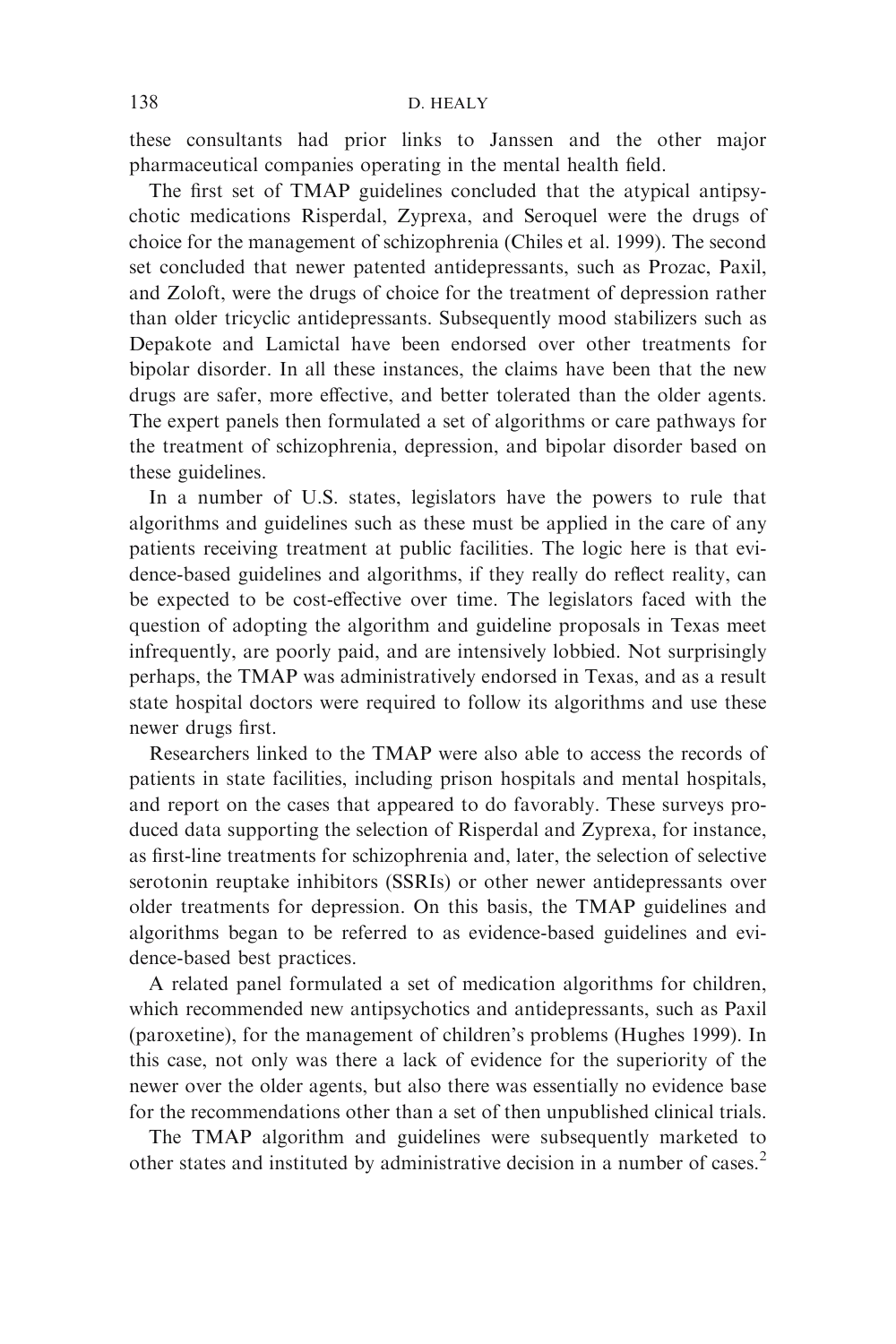these consultants had prior links to Janssen and the other major pharmaceutical companies operating in the mental health field.

The first set of TMAP guidelines concluded that the atypical antipsychotic medications Risperdal, Zyprexa, and Seroquel were the drugs of choice for the management of schizophrenia (Chiles et al. 1999). The second set concluded that newer patented antidepressants, such as Prozac, Paxil, and Zoloft, were the drugs of choice for the treatment of depression rather than older tricyclic antidepressants. Subsequently mood stabilizers such as Depakote and Lamictal have been endorsed over other treatments for bipolar disorder. In all these instances, the claims have been that the new drugs are safer, more effective, and better tolerated than the older agents. The expert panels then formulated a set of algorithms or care pathways for the treatment of schizophrenia, depression, and bipolar disorder based on these guidelines.

In a number of U.S. states, legislators have the powers to rule that algorithms and guidelines such as these must be applied in the care of any patients receiving treatment at public facilities. The logic here is that evidence-based guidelines and algorithms, if they really do reflect reality, can be expected to be cost-effective over time. The legislators faced with the question of adopting the algorithm and guideline proposals in Texas meet infrequently, are poorly paid, and are intensively lobbied. Not surprisingly perhaps, the TMAP was administratively endorsed in Texas, and as a result state hospital doctors were required to follow its algorithms and use these newer drugs first.

Researchers linked to the TMAP were also able to access the records of patients in state facilities, including prison hospitals and mental hospitals, and report on the cases that appeared to do favorably. These surveys produced data supporting the selection of Risperdal and Zyprexa, for instance, as first-line treatments for schizophrenia and, later, the selection of selective serotonin reuptake inhibitors (SSRIs) or other newer antidepressants over older treatments for depression. On this basis, the TMAP guidelines and algorithms began to be referred to as evidence-based guidelines and evidence-based best practices.

A related panel formulated a set of medication algorithms for children, which recommended new antipsychotics and antidepressants, such as Paxil (paroxetine), for the management of children's problems (Hughes 1999). In this case, not only was there a lack of evidence for the superiority of the newer over the older agents, but also there was essentially no evidence base for the recommendations other than a set of then unpublished clinical trials.

The TMAP algorithm and guidelines were subsequently marketed to other states and instituted by administrative decision in a number of cases.[2]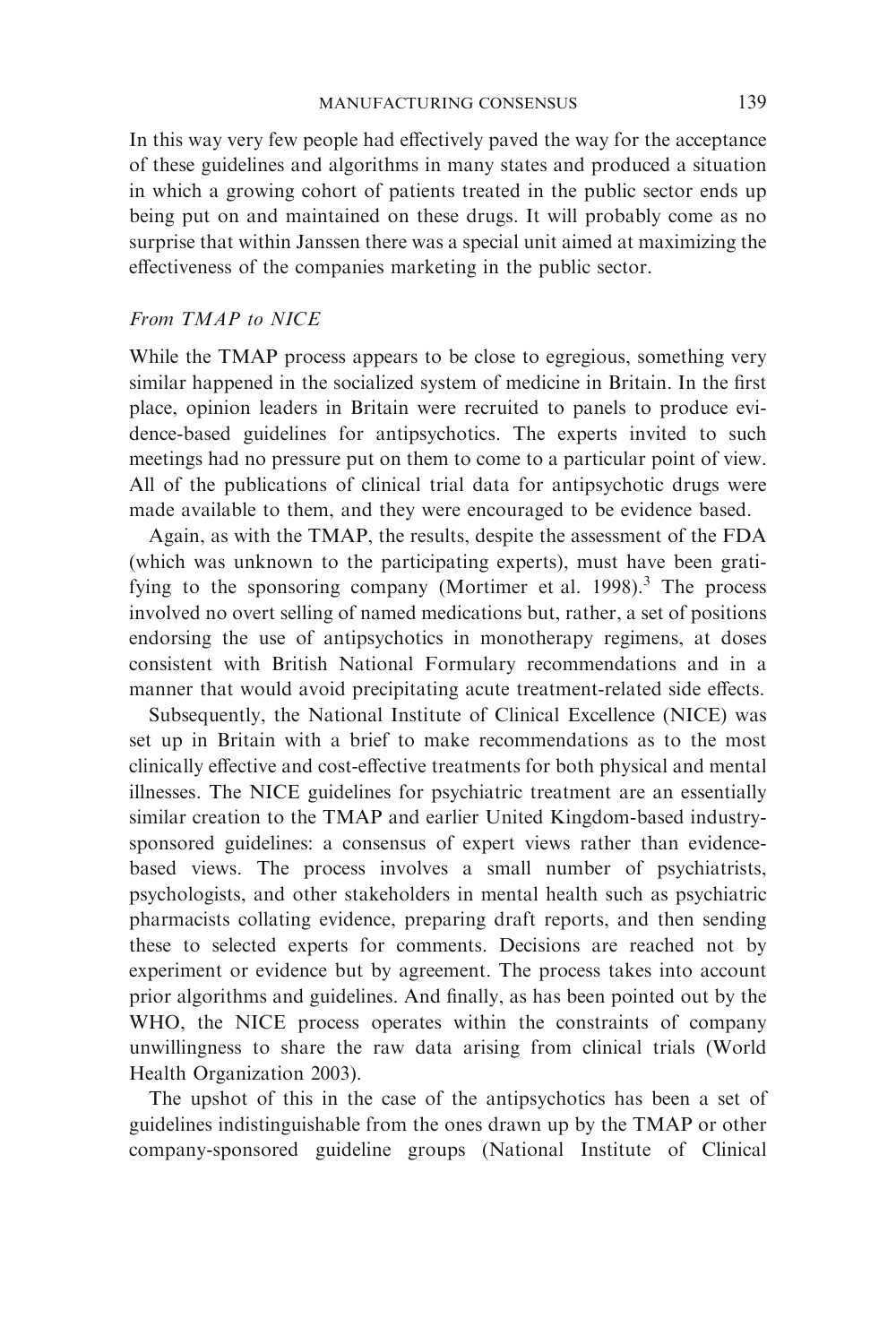In this way very few people had effectively paved the way for the acceptance of these guidelines and algorithms in many states and produced a situation in which a growing cohort of patients treated in the public sector ends up being put on and maintained on these drugs. It will probably come as no surprise that within Janssen there was a special unit aimed at maximizing the effectiveness of the companies marketing in the public sector.

### *From TMAP to NICE*

While the TMAP process appears to be close to egregious, something very similar happened in the socialized system of medicine in Britain. In the first place, opinion leaders in Britain were recruited to panels to produce evidence-based guidelines for antipsychotics. The experts invited to such meetings had no pressure put on them to come to a particular point of view. All of the publications of clinical trial data for antipsychotic drugs were made available to them, and they were encouraged to be evidence based.

Again, as with the TMAP, the results, despite the assessment of the FDA (which was unknown to the participating experts), must have been gratifying to the sponsoring company (Mortimer et al. 1998).[3] The process involved no overt selling of named medications but, rather, a set of positions endorsing the use of antipsychotics in monotherapy regimens, at doses consistent with British National Formulary recommendations and in a manner that would avoid precipitating acute treatment-related side effects.

Subsequently, the National Institute of Clinical Excellence (NICE) was set up in Britain with a brief to make recommendations as to the most clinically effective and cost-effective treatments for both physical and mental illnesses. The NICE guidelines for psychiatric treatment are an essentially similar creation to the TMAP and earlier United Kingdom-based industry-sponsored guidelines: a consensus of expert views rather than evidence-based views. The process involves a small number of psychiatrists, psychologists, and other stakeholders in mental health such as psychiatric pharmacists collating evidence, preparing draft reports, and then sending these to selected experts for comments. Decisions are reached not by experiment or evidence but by agreement. The process takes into account prior algorithms and guidelines. And finally, as has been pointed out by the WHO, the NICE process operates within the constraints of company unwillingness to share the raw data arising from clinical trials (World Health Organization 2003).

The upshot of this in the case of the antipsychotics has been a set of guidelines indistinguishable from the ones drawn up by the TMAP or other company-sponsored guideline groups (National Institute of Clinical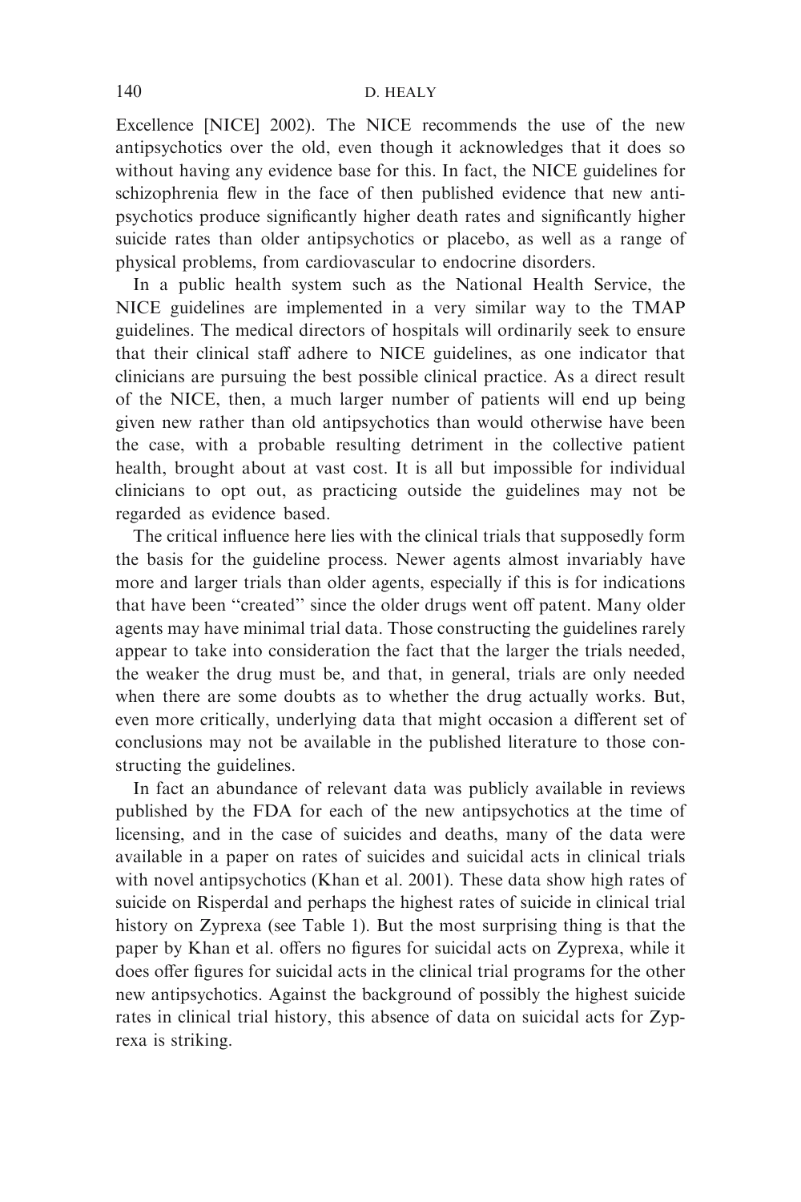Excellence [NICE] 2002). The NICE recommends the use of the new antipsychotics over the old, even though it acknowledges that it does so without having any evidence base for this. In fact, the NICE guidelines for schizophrenia flew in the face of then published evidence that new antipsychotics produce significantly higher death rates and significantly higher suicide rates than older antipsychotics or placebo, as well as a range of physical problems, from cardiovascular to endocrine disorders.

In a public health system such as the National Health Service, the NICE guidelines are implemented in a very similar way to the TMAP guidelines. The medical directors of hospitals will ordinarily seek to ensure that their clinical staff adhere to NICE guidelines, as one indicator that clinicians are pursuing the best possible clinical practice. As a direct result of the NICE, then, a much larger number of patients will end up being given new rather than old antipsychotics than would otherwise have been the case, with a probable resulting detriment in the collective patient health, brought about at vast cost. It is all but impossible for individual clinicians to opt out, as practicing outside the guidelines may not be regarded as evidence based.

The critical influence here lies with the clinical trials that supposedly form the basis for the guideline process. Newer agents almost invariably have more and larger trials than older agents, especially if this is for indications that have been "created" since the older drugs went off patent. Many older agents may have minimal trial data. Those constructing the guidelines rarely appear to take into consideration the fact that the larger the trials needed, the weaker the drug must be, and that, in general, trials are only needed when there are some doubts as to whether the drug actually works. But, even more critically, underlying data that might occasion a different set of conclusions may not be available in the published literature to those constructing the guidelines.

In fact an abundance of relevant data was publicly available in reviews published by the FDA for each of the new antipsychotics at the time of licensing, and in the case of suicides and deaths, many of the data were available in a paper on rates of suicides and suicidal acts in clinical trials with novel antipsychotics (Khan et al. 2001). These data show high rates of suicide on Risperdal and perhaps the highest rates of suicide in clinical trial history on Zyprexa (see Table 1). But the most surprising thing is that the paper by Khan et al. offers no figures for suicidal acts on Zyprexa, while it does offer figures for suicidal acts in the clinical trial programs for the other new antipsychotics. Against the background of possibly the highest suicide rates in clinical trial history, this absence of data on suicidal acts for Zyprexa is striking.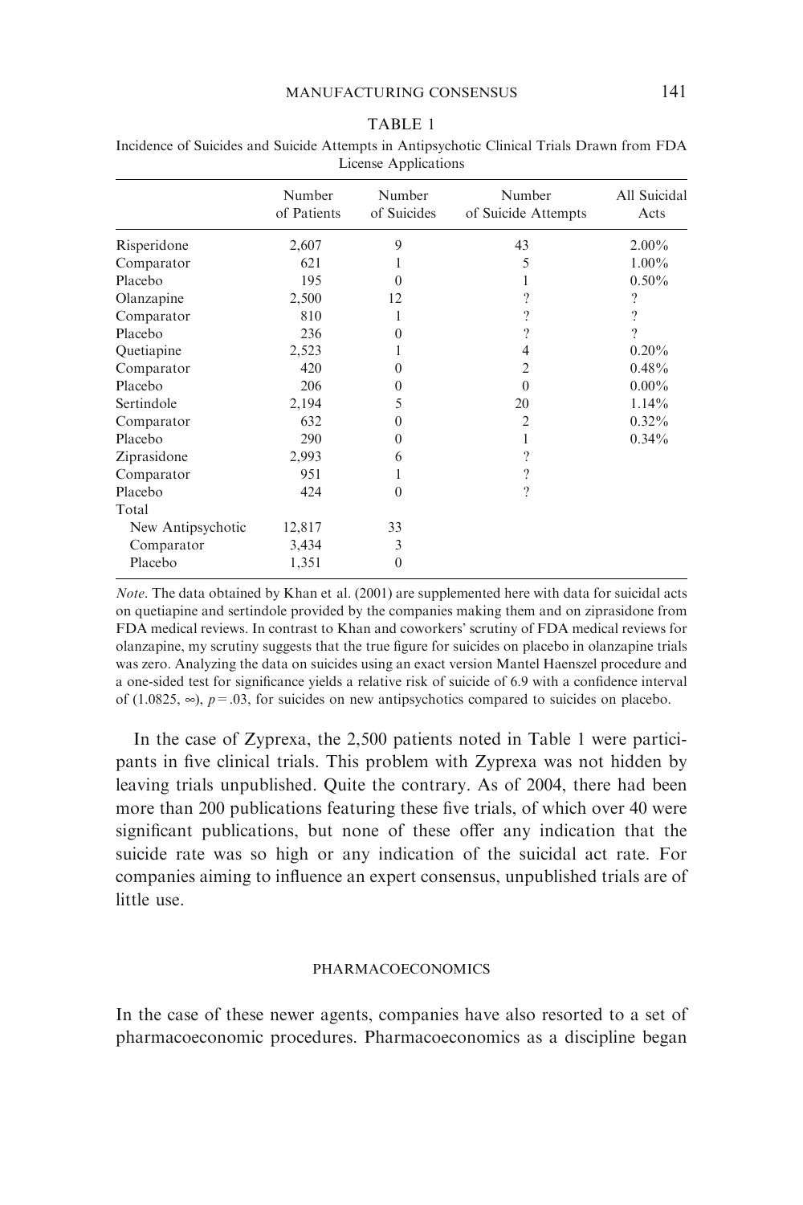TABLE 1

Incidence of Suicides and Suicide Attempts in Antipsychotic Clinical Trials Drawn from FDA License Applications

| | Number of Patients | Number of Suicides | Number of Suicide Attempts | All Suicidal Acts |
|---|---|---|---|---|
| Risperidone | 2,607 | 9 | 43 | 2.00% |
| Comparator | 621 | 1 | 5 | 1.00% |
| Placebo | 195 | 0 | 1 | 0.50% |
| Olanzapine | 2,500 | 12 | ? | ? |
| Comparator | 810 | 1 | ? | ? |
| Placebo | 236 | 0 | ? | ? |
| Quetiapine | 2,523 | 1 | 4 | 0.20% |
| Comparator | 420 | 0 | 2 | 0.48% |
| Placebo | 206 | 0 | 0 | 0.00% |
| Sertindole | 2,194 | 5 | 20 | 1.14% |
| Comparator | 632 | 0 | 2 | 0.32% |
| Placebo | 290 | 0 | 1 | 0.34% |
| Ziprasidone | 2,993 | 6 | ? | |
| Comparator | 951 | 1 | ? | |
| Placebo | 424 | 0 | ? | |
| Total | | | | |
| New Antipsychotic | 12,817 | 33 | | |
| Comparator | 3,434 | 3 | | |
| Placebo | 1,351 | 0 | | |

*Note*. The data obtained by Khan et al. (2001) are supplemented here with data for suicidal acts on quetiapine and sertindole provided by the companies making them and on ziprasidone from FDA medical reviews. In contrast to Khan and coworkers' scrutiny of FDA medical reviews for olanzapine, my scrutiny suggests that the true figure for suicides on placebo in olanzapine trials was zero. Analyzing the data on suicides using an exact version Mantel Haenszel procedure and a one-sided test for significance yields a relative risk of suicide of 6.9 with a confidence interval of $(1.0825, \infty)$, $p = .03$, for suicides on new antipsychotics compared to suicides on placebo.

In the case of Zyprexa, the 2,500 patients noted in Table 1 were participants in five clinical trials. This problem with Zyprexa was not hidden by leaving trials unpublished. Quite the contrary. As of 2004, there had been more than 200 publications featuring these five trials, of which over 40 were significant publications, but none of these offer any indication that the suicide rate was so high or any indication of the suicidal act rate. For companies aiming to influence an expert consensus, unpublished trials are of little use.

## PHARMACOECONOMICS

In the case of these newer agents, companies have also resorted to a set of pharmacoeconomic procedures. Pharmacoeconomics as a discipline began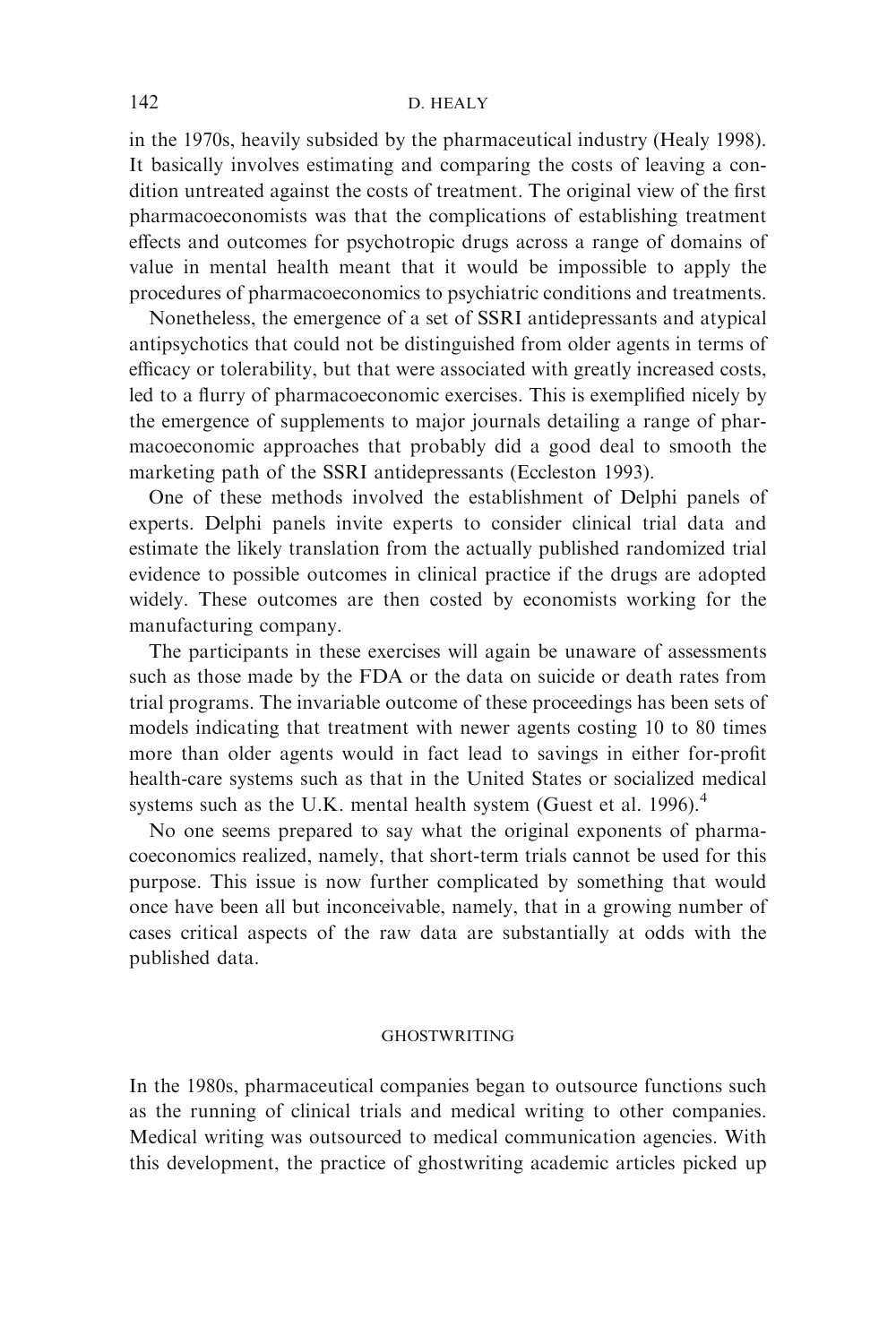in the 1970s, heavily subsided by the pharmaceutical industry (Healy 1998). It basically involves estimating and comparing the costs of leaving a condition untreated against the costs of treatment. The original view of the first pharmacoeconomists was that the complications of establishing treatment effects and outcomes for psychotropic drugs across a range of domains of value in mental health meant that it would be impossible to apply the procedures of pharmacoeconomics to psychiatric conditions and treatments.

Nonetheless, the emergence of a set of SSRI antidepressants and atypical antipsychotics that could not be distinguished from older agents in terms of efficacy or tolerability, but that were associated with greatly increased costs, led to a flurry of pharmacoeconomic exercises. This is exemplified nicely by the emergence of supplements to major journals detailing a range of pharmacoeconomic approaches that probably did a good deal to smooth the marketing path of the SSRI antidepressants (Eccleston 1993).

One of these methods involved the establishment of Delphi panels of experts. Delphi panels invite experts to consider clinical trial data and estimate the likely translation from the actually published randomized trial evidence to possible outcomes in clinical practice if the drugs are adopted widely. These outcomes are then costed by economists working for the manufacturing company.

The participants in these exercises will again be unaware of assessments such as those made by the FDA or the data on suicide or death rates from trial programs. The invariable outcome of these proceedings has been sets of models indicating that treatment with newer agents costing 10 to 80 times more than older agents would in fact lead to savings in either for-profit health-care systems such as that in the United States or socialized medical systems such as the U.K. mental health system (Guest et al. 1996).[4]

No one seems prepared to say what the original exponents of pharmacoeconomics realized, namely, that short-term trials cannot be used for this purpose. This issue is now further complicated by something that would once have been all but inconceivable, namely, that in a growing number of cases critical aspects of the raw data are substantially at odds with the published data.

## GHOSTWRITING

In the 1980s, pharmaceutical companies began to outsource functions such as the running of clinical trials and medical writing to other companies. Medical writing was outsourced to medical communication agencies. With this development, the practice of ghostwriting academic articles picked up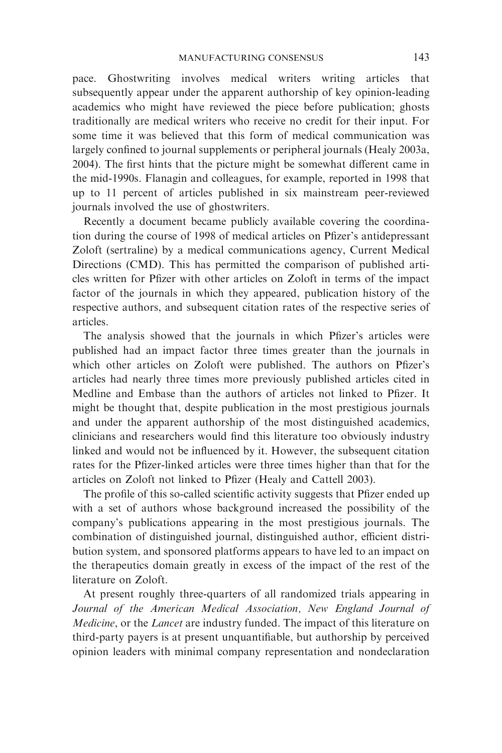pace. Ghostwriting involves medical writers writing articles that subsequently appear under the apparent authorship of key opinion-leading academics who might have reviewed the piece before publication; ghosts traditionally are medical writers who receive no credit for their input. For some time it was believed that this form of medical communication was largely confined to journal supplements or peripheral journals (Healy 2003a, 2004). The first hints that the picture might be somewhat different came in the mid-1990s. Flanagin and colleagues, for example, reported in 1998 that up to 11 percent of articles published in six mainstream peer-reviewed journals involved the use of ghostwriters.

Recently a document became publicly available covering the coordination during the course of 1998 of medical articles on Pfizer's antidepressant Zoloft (sertraline) by a medical communications agency, Current Medical Directions (CMD). This has permitted the comparison of published articles written for Pfizer with other articles on Zoloft in terms of the impact factor of the journals in which they appeared, publication history of the respective authors, and subsequent citation rates of the respective series of articles.

The analysis showed that the journals in which Pfizer's articles were published had an impact factor three times greater than the journals in which other articles on Zoloft were published. The authors on Pfizer's articles had nearly three times more previously published articles cited in Medline and Embase than the authors of articles not linked to Pfizer. It might be thought that, despite publication in the most prestigious journals and under the apparent authorship of the most distinguished academics, clinicians and researchers would find this literature too obviously industry linked and would not be influenced by it. However, the subsequent citation rates for the Pfizer-linked articles were three times higher than that for the articles on Zoloft not linked to Pfizer (Healy and Cattell 2003).

The profile of this so-called scientific activity suggests that Pfizer ended up with a set of authors whose background increased the possibility of the company's publications appearing in the most prestigious journals. The combination of distinguished journal, distinguished author, efficient distribution system, and sponsored platforms appears to have led to an impact on the therapeutics domain greatly in excess of the impact of the rest of the literature on Zoloft.

At present roughly three-quarters of all randomized trials appearing in *Journal of the American Medical Association*, *New England Journal of Medicine*, or the *Lancet* are industry funded. The impact of this literature on third-party payers is at present unquantifiable, but authorship by perceived opinion leaders with minimal company representation and nondeclaration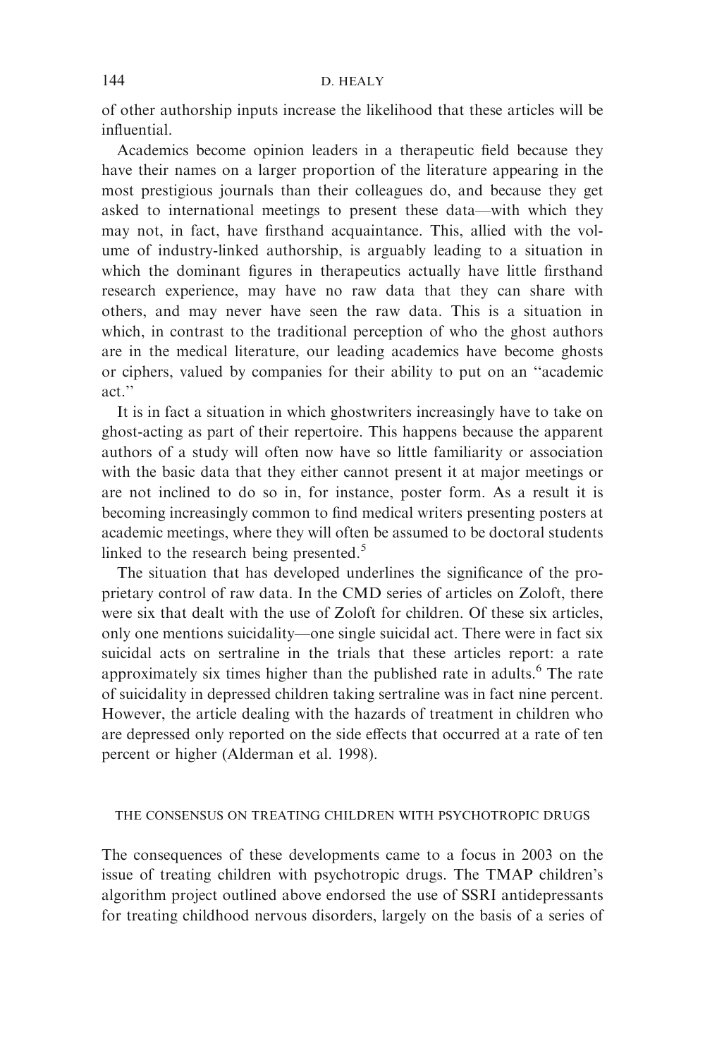of other authorship inputs increase the likelihood that these articles will be influential.

Academics become opinion leaders in a therapeutic field because they have their names on a larger proportion of the literature appearing in the most prestigious journals than their colleagues do, and because they get asked to international meetings to present these data—with which they may not, in fact, have firsthand acquaintance. This, allied with the volume of industry-linked authorship, is arguably leading to a situation in which the dominant figures in therapeutics actually have little firsthand research experience, may have no raw data that they can share with others, and may never have seen the raw data. This is a situation in which, in contrast to the traditional perception of who the ghost authors are in the medical literature, our leading academics have become ghosts or ciphers, valued by companies for their ability to put on an ''academic act.''

It is in fact a situation in which ghostwriters increasingly have to take on ghost-acting as part of their repertoire. This happens because the apparent authors of a study will often now have so little familiarity or association with the basic data that they either cannot present it at major meetings or are not inclined to do so in, for instance, poster form. As a result it is becoming increasingly common to find medical writers presenting posters at academic meetings, where they will often be assumed to be doctoral students linked to the research being presented.[5]

The situation that has developed underlines the significance of the proprietary control of raw data. In the CMD series of articles on Zoloft, there were six that dealt with the use of Zoloft for children. Of these six articles, only one mentions suicidality—one single suicidal act. There were in fact six suicidal acts on sertraline in the trials that these articles report: a rate approximately six times higher than the published rate in adults.[6] The rate of suicidality in depressed children taking sertraline was in fact nine percent. However, the article dealing with the hazards of treatment in children who are depressed only reported on the side effects that occurred at a rate of ten percent or higher (Alderman et al. 1998).

## THE CONSENSUS ON TREATING CHILDREN WITH PSYCHOTROPIC DRUGS

The consequences of these developments came to a focus in 2003 on the issue of treating children with psychotropic drugs. The TMAP children's algorithm project outlined above endorsed the use of SSRI antidepressants for treating childhood nervous disorders, largely on the basis of a series of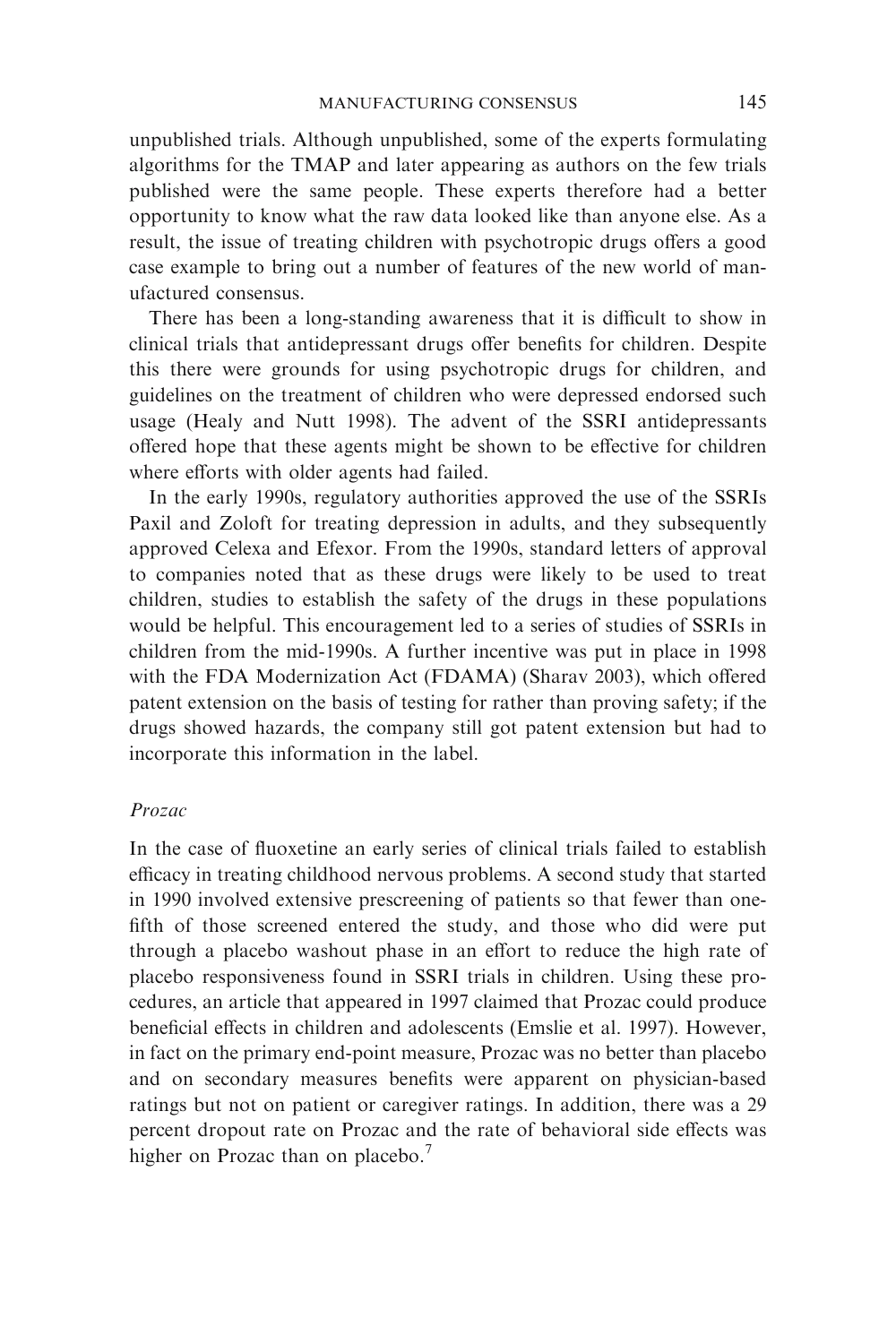unpublished trials. Although unpublished, some of the experts formulating algorithms for the TMAP and later appearing as authors on the few trials published were the same people. These experts therefore had a better opportunity to know what the raw data looked like than anyone else. As a result, the issue of treating children with psychotropic drugs offers a good case example to bring out a number of features of the new world of manufactured consensus.

There has been a long-standing awareness that it is difficult to show in clinical trials that antidepressant drugs offer benefits for children. Despite this there were grounds for using psychotropic drugs for children, and guidelines on the treatment of children who were depressed endorsed such usage (Healy and Nutt 1998). The advent of the SSRI antidepressants offered hope that these agents might be shown to be effective for children where efforts with older agents had failed.

In the early 1990s, regulatory authorities approved the use of the SSRIs Paxil and Zoloft for treating depression in adults, and they subsequently approved Celexa and Efexor. From the 1990s, standard letters of approval to companies noted that as these drugs were likely to be used to treat children, studies to establish the safety of the drugs in these populations would be helpful. This encouragement led to a series of studies of SSRIs in children from the mid-1990s. A further incentive was put in place in 1998 with the FDA Modernization Act (FDAMA) (Sharav 2003), which offered patent extension on the basis of testing for rather than proving safety; if the drugs showed hazards, the company still got patent extension but had to incorporate this information in the label.

### *Prozac*

In the case of fluoxetine an early series of clinical trials failed to establish efficacy in treating childhood nervous problems. A second study that started in 1990 involved extensive prescreening of patients so that fewer than one-fifth of those screened entered the study, and those who did were put through a placebo washout phase in an effort to reduce the high rate of placebo responsiveness found in SSRI trials in children. Using these procedures, an article that appeared in 1997 claimed that Prozac could produce beneficial effects in children and adolescents (Emslie et al. 1997). However, in fact on the primary end-point measure, Prozac was no better than placebo and on secondary measures benefits were apparent on physician-based ratings but not on patient or caregiver ratings. In addition, there was a 29 percent dropout rate on Prozac and the rate of behavioral side effects was higher on Prozac than on placebo.[7]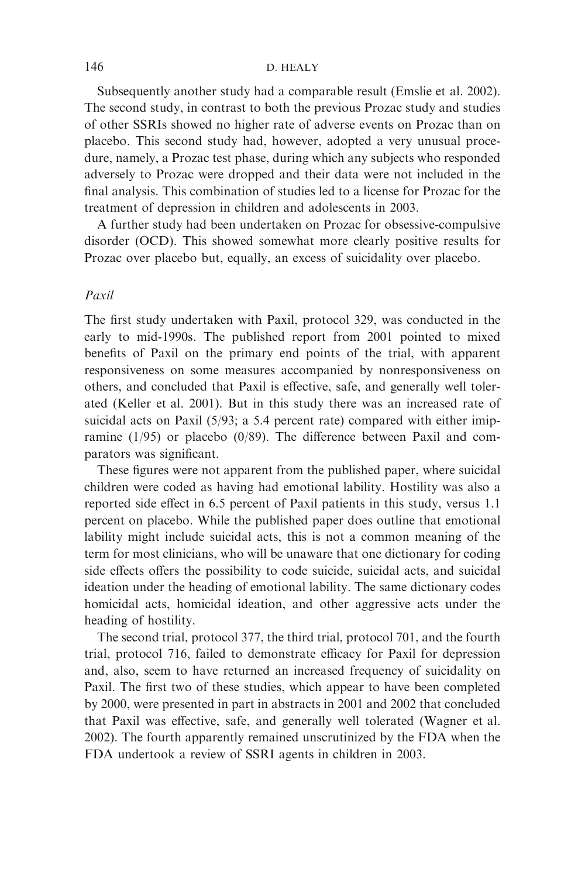Subsequently another study had a comparable result (Emslie et al. 2002). The second study, in contrast to both the previous Prozac study and studies of other SSRIs showed no higher rate of adverse events on Prozac than on placebo. This second study had, however, adopted a very unusual procedure, namely, a Prozac test phase, during which any subjects who responded adversely to Prozac were dropped and their data were not included in the final analysis. This combination of studies led to a license for Prozac for the treatment of depression in children and adolescents in 2003.

A further study had been undertaken on Prozac for obsessive-compulsive disorder (OCD). This showed somewhat more clearly positive results for Prozac over placebo but, equally, an excess of suicidality over placebo.

### *Paxil*

The first study undertaken with Paxil, protocol 329, was conducted in the early to mid-1990s. The published report from 2001 pointed to mixed benefits of Paxil on the primary end points of the trial, with apparent responsiveness on some measures accompanied by nonresponsiveness on others, and concluded that Paxil is effective, safe, and generally well tolerated (Keller et al. 2001). But in this study there was an increased rate of suicidal acts on Paxil (5/93; a 5.4 percent rate) compared with either imipramine (1/95) or placebo (0/89). The difference between Paxil and comparators was significant.

These figures were not apparent from the published paper, where suicidal children were coded as having had emotional lability. Hostility was also a reported side effect in 6.5 percent of Paxil patients in this study, versus 1.1 percent on placebo. While the published paper does outline that emotional lability might include suicidal acts, this is not a common meaning of the term for most clinicians, who will be unaware that one dictionary for coding side effects offers the possibility to code suicide, suicidal acts, and suicidal ideation under the heading of emotional lability. The same dictionary codes homicidal acts, homicidal ideation, and other aggressive acts under the heading of hostility.

The second trial, protocol 377, the third trial, protocol 701, and the fourth trial, protocol 716, failed to demonstrate efficacy for Paxil for depression and, also, seem to have returned an increased frequency of suicidality on Paxil. The first two of these studies, which appear to have been completed by 2000, were presented in part in abstracts in 2001 and 2002 that concluded that Paxil was effective, safe, and generally well tolerated (Wagner et al. 2002). The fourth apparently remained unscrutinized by the FDA when the FDA undertook a review of SSRI agents in children in 2003.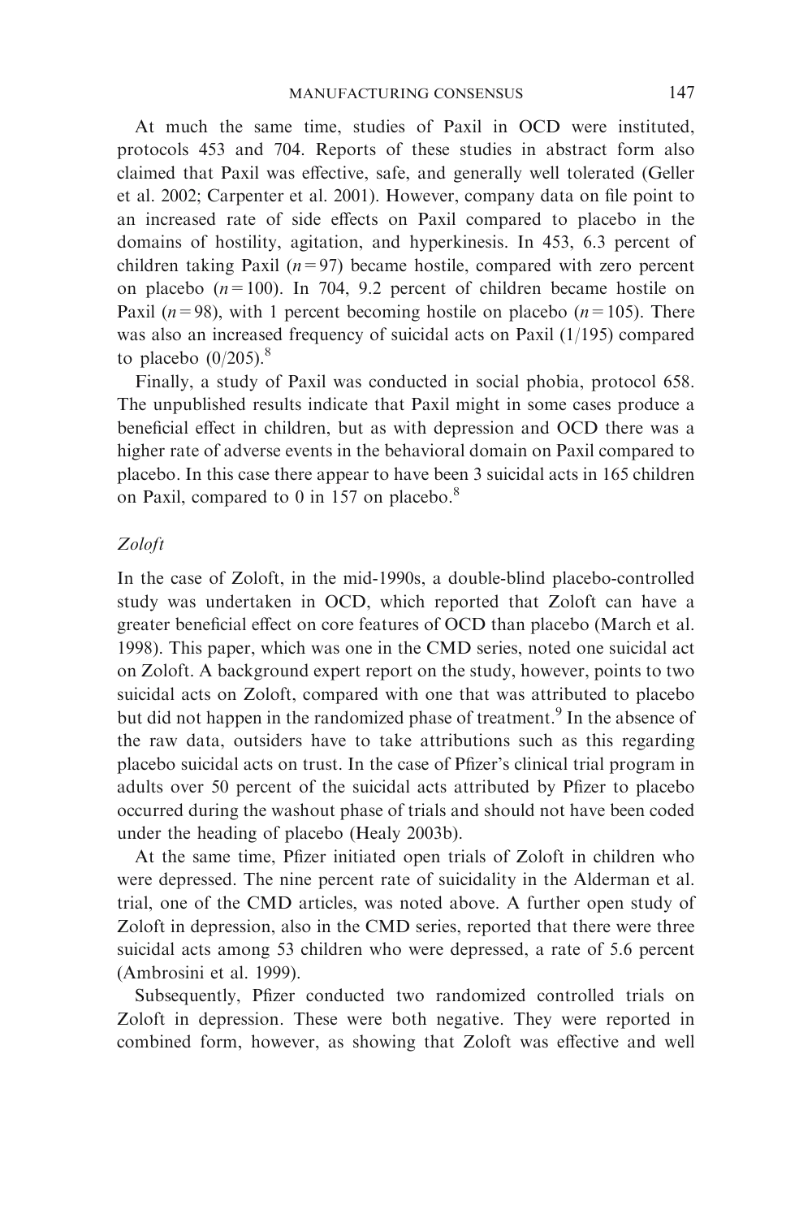At much the same time, studies of Paxil in OCD were instituted, protocols 453 and 704. Reports of these studies in abstract form also claimed that Paxil was effective, safe, and generally well tolerated (Geller et al. 2002; Carpenter et al. 2001). However, company data on file point to an increased rate of side effects on Paxil compared to placebo in the domains of hostility, agitation, and hyperkinesis. In 453, 6.3 percent of children taking Paxil ($n = 97$) became hostile, compared with zero percent on placebo ($n = 100$). In 704, 9.2 percent of children became hostile on Paxil ($n = 98$), with 1 percent becoming hostile on placebo ($n = 105$). There was also an increased frequency of suicidal acts on Paxil (1/195) compared to placebo (0/205).[8]

Finally, a study of Paxil was conducted in social phobia, protocol 658. The unpublished results indicate that Paxil might in some cases produce a beneficial effect in children, but as with depression and OCD there was a higher rate of adverse events in the behavioral domain on Paxil compared to placebo. In this case there appear to have been 3 suicidal acts in 165 children on Paxil, compared to 0 in 157 on placebo.[8]

### *Zoloft*

In the case of Zoloft, in the mid-1990s, a double-blind placebo-controlled study was undertaken in OCD, which reported that Zoloft can have a greater beneficial effect on core features of OCD than placebo (March et al. 1998). This paper, which was one in the CMD series, noted one suicidal act on Zoloft. A background expert report on the study, however, points to two suicidal acts on Zoloft, compared with one that was attributed to placebo but did not happen in the randomized phase of treatment.[9] In the absence of the raw data, outsiders have to take attributions such as this regarding placebo suicidal acts on trust. In the case of Pfizer's clinical trial program in adults over 50 percent of the suicidal acts attributed by Pfizer to placebo occurred during the washout phase of trials and should not have been coded under the heading of placebo (Healy 2003b).

At the same time, Pfizer initiated open trials of Zoloft in children who were depressed. The nine percent rate of suicidality in the Alderman et al. trial, one of the CMD articles, was noted above. A further open study of Zoloft in depression, also in the CMD series, reported that there were three suicidal acts among 53 children who were depressed, a rate of 5.6 percent (Ambrosini et al. 1999).

Subsequently, Pfizer conducted two randomized controlled trials on Zoloft in depression. These were both negative. They were reported in combined form, however, as showing that Zoloft was effective and well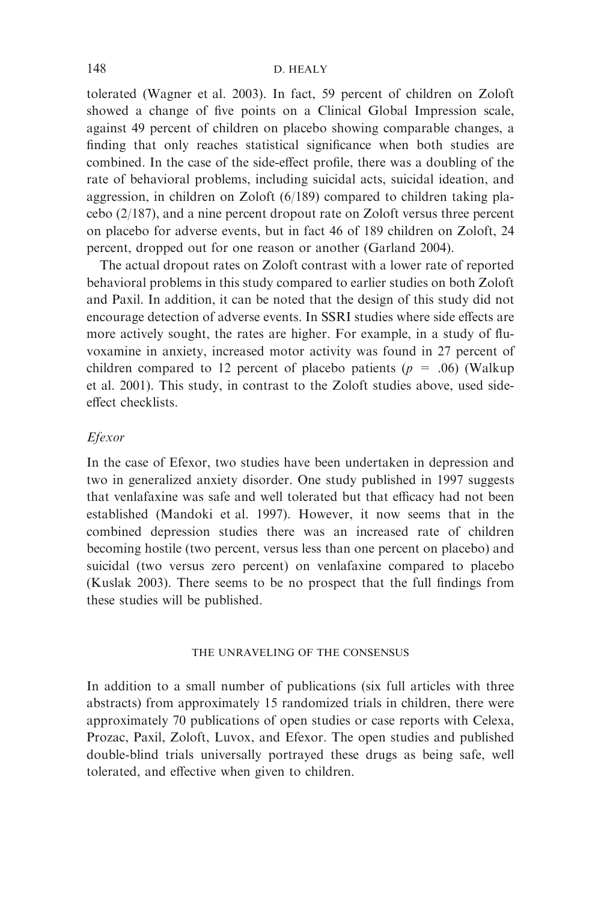tolerated (Wagner et al. 2003). In fact, 59 percent of children on Zoloft showed a change of five points on a Clinical Global Impression scale, against 49 percent of children on placebo showing comparable changes, a finding that only reaches statistical significance when both studies are combined. In the case of the side-effect profile, there was a doubling of the rate of behavioral problems, including suicidal acts, suicidal ideation, and aggression, in children on Zoloft (6/189) compared to children taking placebo (2/187), and a nine percent dropout rate on Zoloft versus three percent on placebo for adverse events, but in fact 46 of 189 children on Zoloft, 24 percent, dropped out for one reason or another (Garland 2004).

The actual dropout rates on Zoloft contrast with a lower rate of reported behavioral problems in this study compared to earlier studies on both Zoloft and Paxil. In addition, it can be noted that the design of this study did not encourage detection of adverse events. In SSRI studies where side effects are more actively sought, the rates are higher. For example, in a study of fluvoxamine in anxiety, increased motor activity was found in 27 percent of children compared to 12 percent of placebo patients ($p = .06$) (Walkup et al. 2001). This study, in contrast to the Zoloft studies above, used side-effect checklists.

### *Efexor*

In the case of Efexor, two studies have been undertaken in depression and two in generalized anxiety disorder. One study published in 1997 suggests that venlafaxine was safe and well tolerated but that efficacy had not been established (Mandoki et al. 1997). However, it now seems that in the combined depression studies there was an increased rate of children becoming hostile (two percent, versus less than one percent on placebo) and suicidal (two versus zero percent) on venlafaxine compared to placebo (Kuslak 2003). There seems to be no prospect that the full findings from these studies will be published.

## THE UNRAVELING OF THE CONSENSUS

In addition to a small number of publications (six full articles with three abstracts) from approximately 15 randomized trials in children, there were approximately 70 publications of open studies or case reports with Celexa, Prozac, Paxil, Zoloft, Luvox, and Efexor. The open studies and published double-blind trials universally portrayed these drugs as being safe, well tolerated, and effective when given to children.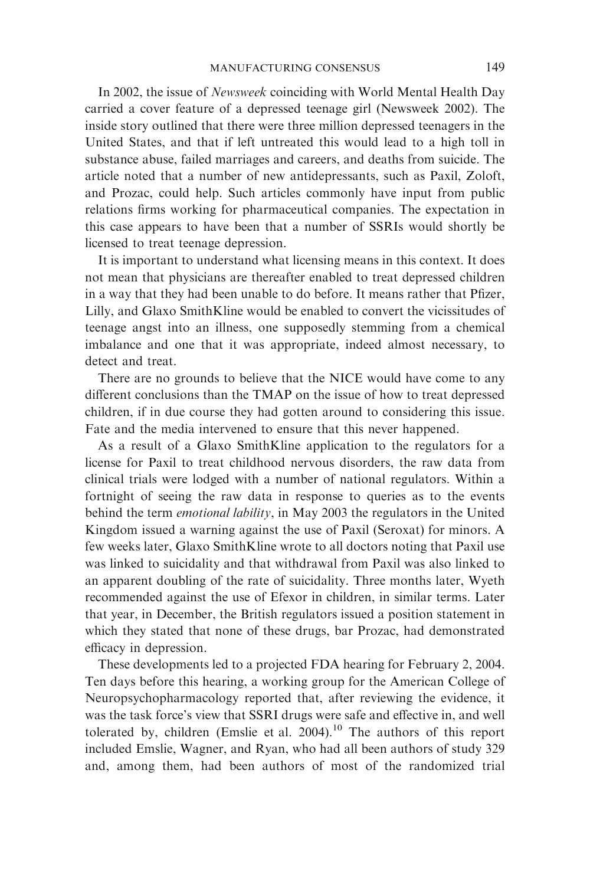In 2002, the issue of *Newsweek* coinciding with World Mental Health Day carried a cover feature of a depressed teenage girl (Newsweek 2002). The inside story outlined that there were three million depressed teenagers in the United States, and that if left untreated this would lead to a high toll in substance abuse, failed marriages and careers, and deaths from suicide. The article noted that a number of new antidepressants, such as Paxil, Zoloft, and Prozac, could help. Such articles commonly have input from public relations firms working for pharmaceutical companies. The expectation in this case appears to have been that a number of SSRIs would shortly be licensed to treat teenage depression.

It is important to understand what licensing means in this context. It does not mean that physicians are thereafter enabled to treat depressed children in a way that they had been unable to do before. It means rather that Pfizer, Lilly, and Glaxo SmithKline would be enabled to convert the vicissitudes of teenage angst into an illness, one supposedly stemming from a chemical imbalance and one that it was appropriate, indeed almost necessary, to detect and treat.

There are no grounds to believe that the NICE would have come to any different conclusions than the TMAP on the issue of how to treat depressed children, if in due course they had gotten around to considering this issue. Fate and the media intervened to ensure that this never happened.

As a result of a Glaxo SmithKline application to the regulators for a license for Paxil to treat childhood nervous disorders, the raw data from clinical trials were lodged with a number of national regulators. Within a fortnight of seeing the raw data in response to queries as to the events behind the term *emotional lability*, in May 2003 the regulators in the United Kingdom issued a warning against the use of Paxil (Seroxat) for minors. A few weeks later, Glaxo SmithKline wrote to all doctors noting that Paxil use was linked to suicidality and that withdrawal from Paxil was also linked to an apparent doubling of the rate of suicidality. Three months later, Wyeth recommended against the use of Efexor in children, in similar terms. Later that year, in December, the British regulators issued a position statement in which they stated that none of these drugs, bar Prozac, had demonstrated efficacy in depression.

These developments led to a projected FDA hearing for February 2, 2004. Ten days before this hearing, a working group for the American College of Neuropsychopharmacology reported that, after reviewing the evidence, it was the task force's view that SSRI drugs were safe and effective in, and well tolerated by, children (Emslie et al. 2004).[10] The authors of this report included Emslie, Wagner, and Ryan, who had all been authors of study 329 and, among them, had been authors of most of the randomized trial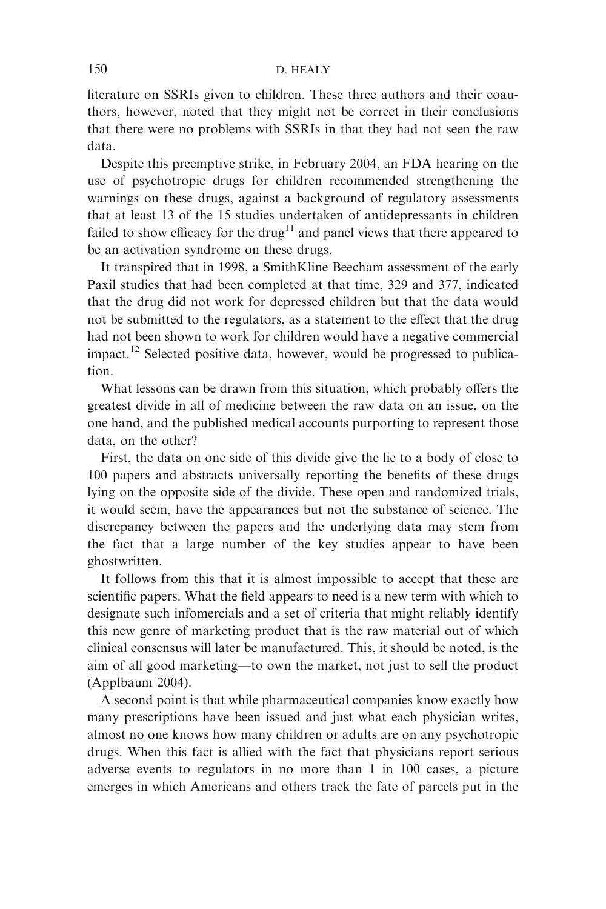literature on SSRIs given to children. These three authors and their coauthors, however, noted that they might not be correct in their conclusions that there were no problems with SSRIs in that they had not seen the raw data.

Despite this preemptive strike, in February 2004, an FDA hearing on the use of psychotropic drugs for children recommended strengthening the warnings on these drugs, against a background of regulatory assessments that at least 13 of the 15 studies undertaken of antidepressants in children failed to show efficacy for the drug[11] and panel views that there appeared to be an activation syndrome on these drugs.

It transpired that in 1998, a SmithKline Beecham assessment of the early Paxil studies that had been completed at that time, 329 and 377, indicated that the drug did not work for depressed children but that the data would not be submitted to the regulators, as a statement to the effect that the drug had not been shown to work for children would have a negative commercial impact.[12] Selected positive data, however, would be progressed to publication.

What lessons can be drawn from this situation, which probably offers the greatest divide in all of medicine between the raw data on an issue, on the one hand, and the published medical accounts purporting to represent those data, on the other?

First, the data on one side of this divide give the lie to a body of close to 100 papers and abstracts universally reporting the benefits of these drugs lying on the opposite side of the divide. These open and randomized trials, it would seem, have the appearances but not the substance of science. The discrepancy between the papers and the underlying data may stem from the fact that a large number of the key studies appear to have been ghostwritten.

It follows from this that it is almost impossible to accept that these are scientific papers. What the field appears to need is a new term with which to designate such infomercials and a set of criteria that might reliably identify this new genre of marketing product that is the raw material out of which clinical consensus will later be manufactured. This, it should be noted, is the aim of all good marketing—to own the market, not just to sell the product (Applbaum 2004).

A second point is that while pharmaceutical companies know exactly how many prescriptions have been issued and just what each physician writes, almost no one knows how many children or adults are on any psychotropic drugs. When this fact is allied with the fact that physicians report serious adverse events to regulators in no more than 1 in 100 cases, a picture emerges in which Americans and others track the fate of parcels put in the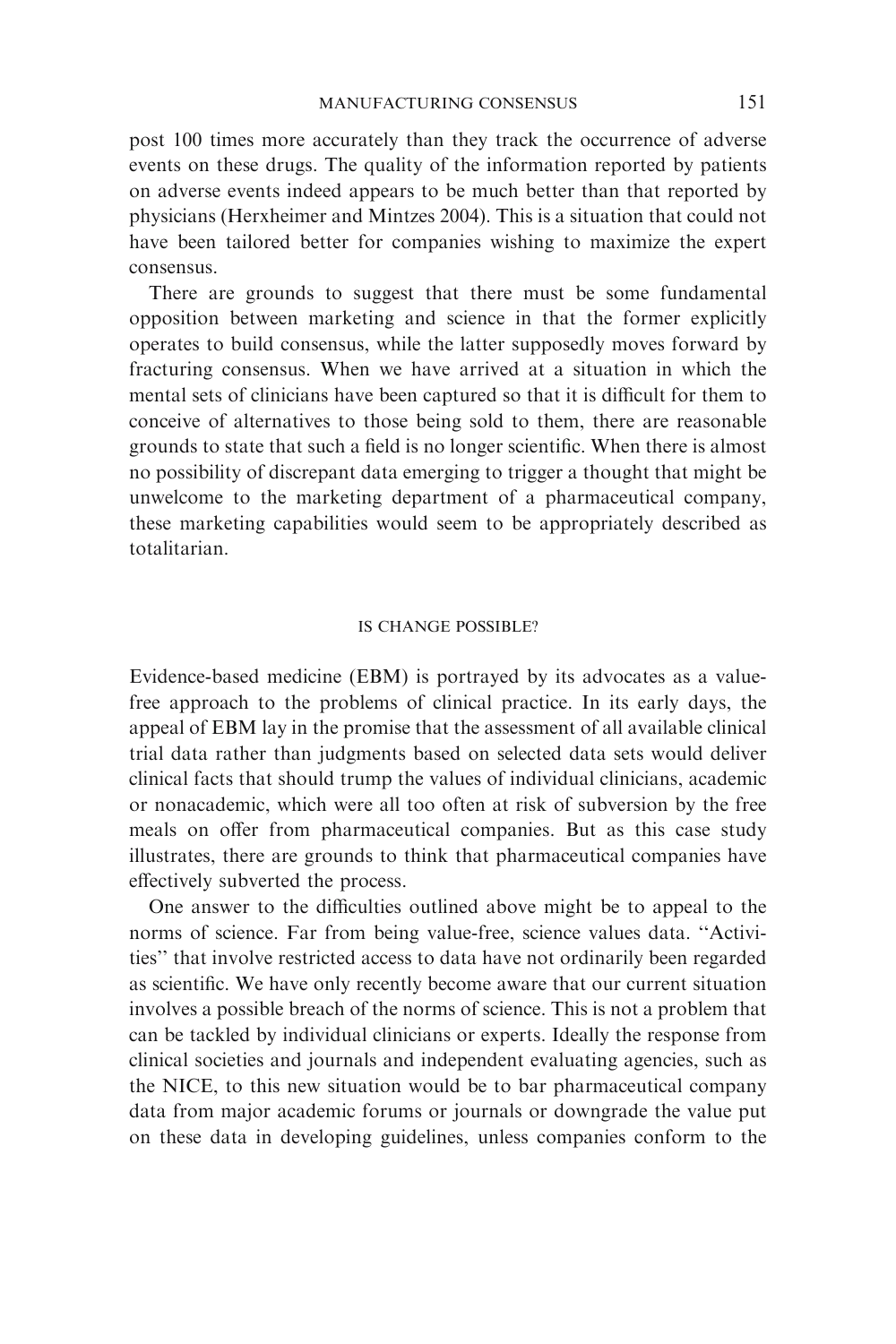post 100 times more accurately than they track the occurrence of adverse events on these drugs. The quality of the information reported by patients on adverse events indeed appears to be much better than that reported by physicians (Herxheimer and Mintzes 2004). This is a situation that could not have been tailored better for companies wishing to maximize the expert consensus.

There are grounds to suggest that there must be some fundamental opposition between marketing and science in that the former explicitly operates to build consensus, while the latter supposedly moves forward by fracturing consensus. When we have arrived at a situation in which the mental sets of clinicians have been captured so that it is difficult for them to conceive of alternatives to those being sold to them, there are reasonable grounds to state that such a field is no longer scientific. When there is almost no possibility of discrepant data emerging to trigger a thought that might be unwelcome to the marketing department of a pharmaceutical company, these marketing capabilities would seem to be appropriately described as totalitarian.

## IS CHANGE POSSIBLE?

Evidence-based medicine (EBM) is portrayed by its advocates as a value-free approach to the problems of clinical practice. In its early days, the appeal of EBM lay in the promise that the assessment of all available clinical trial data rather than judgments based on selected data sets would deliver clinical facts that should trump the values of individual clinicians, academic or nonacademic, which were all too often at risk of subversion by the free meals on offer from pharmaceutical companies. But as this case study illustrates, there are grounds to think that pharmaceutical companies have effectively subverted the process.

One answer to the difficulties outlined above might be to appeal to the norms of science. Far from being value-free, science values data. ''Activities'' that involve restricted access to data have not ordinarily been regarded as scientific. We have only recently become aware that our current situation involves a possible breach of the norms of science. This is not a problem that can be tackled by individual clinicians or experts. Ideally the response from clinical societies and journals and independent evaluating agencies, such as the NICE, to this new situation would be to bar pharmaceutical company data from major academic forums or journals or downgrade the value put on these data in developing guidelines, unless companies conform to the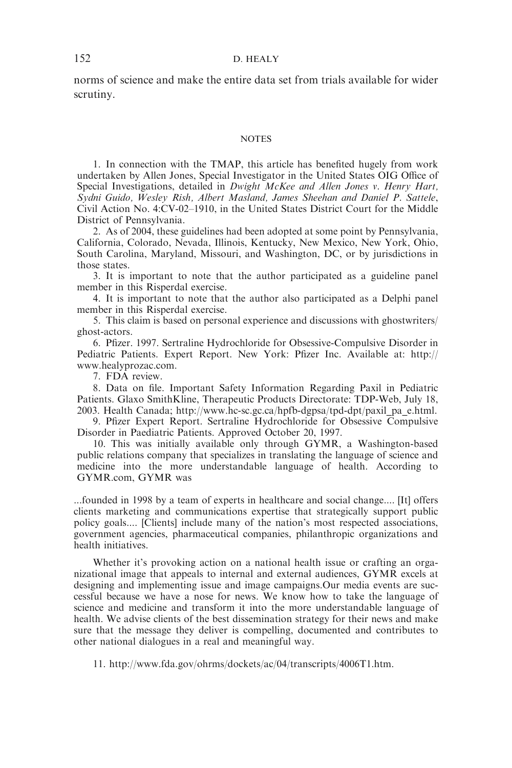norms of science and make the entire data set from trials available for wider scrutiny.

## NOTES

1. In connection with the TMAP, this article has benefited hugely from work undertaken by Allen Jones, Special Investigator in the United States OIG Office of Special Investigations, detailed in *Dwight McKee and Allen Jones v. Henry Hart, Sydni Guido, Wesley Rish, Albert Masland, James Sheehan and Daniel P. Sattele*, Civil Action No. 4:CV-02–1910, in the United States District Court for the Middle District of Pennsylvania.

2. As of 2004, these guidelines had been adopted at some point by Pennsylvania, California, Colorado, Nevada, Illinois, Kentucky, New Mexico, New York, Ohio, South Carolina, Maryland, Missouri, and Washington, DC, or by jurisdictions in those states.

3. It is important to note that the author participated as a guideline panel member in this Risperdal exercise.

4. It is important to note that the author also participated as a Delphi panel member in this Risperdal exercise.

5. This claim is based on personal experience and discussions with ghostwriters/ghost-actors.

6. Pfizer. 1997. Sertraline Hydrochloride for Obsessive-Compulsive Disorder in Pediatric Patients. Expert Report. New York: Pfizer Inc. Available at: http://www.healyprozac.com.

7. FDA review.

8. Data on file. Important Safety Information Regarding Paxil in Pediatric Patients. Glaxo SmithKline, Therapeutic Products Directorate: TDP-Web, July 18, 2003. Health Canada; http://www.hc-sc.gc.ca/hpfb-dgpsa/tpd-dpt/paxil_pa_e.html.

9. Pfizer Expert Report. Sertraline Hydrochloride for Obsessive Compulsive Disorder in Paediatric Patients. Approved October 20, 1997.

10. This was initially available only through GYMR, a Washington-based public relations company that specializes in translating the language of science and medicine into the more understandable language of health. According to GYMR.com, GYMR was

> ...founded in 1998 by a team of experts in healthcare and social change.... [It] offers clients marketing and communications expertise that strategically support public policy goals.... [Clients] include many of the nation's most respected associations, government agencies, pharmaceutical companies, philanthropic organizations and health initiatives.
>
> Whether it's provoking action on a national health issue or crafting an organizational image that appeals to internal and external audiences, GYMR excels at designing and implementing issue and image campaigns.Our media events are successful because we have a nose for news. We know how to take the language of science and medicine and transform it into the more understandable language of health. We advise clients of the best dissemination strategy for their news and make sure that the message they deliver is compelling, documented and contributes to other national dialogues in a real and meaningful way.

11. http://www.fda.gov/ohrms/dockets/ac/04/transcripts/4006T1.htm.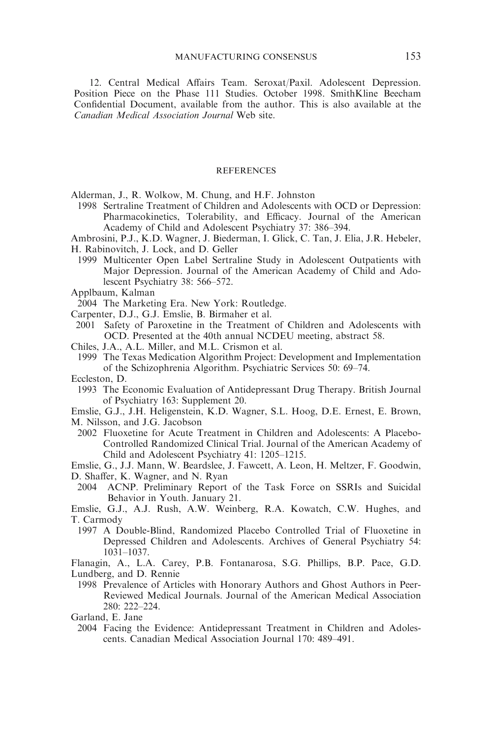12. Central Medical Affairs Team. Seroxat/Paxil. Adolescent Depression. Position Piece on the Phase 111 Studies. October 1998. SmithKline Beecham Confidential Document, available from the author. This is also available at the *Canadian Medical Association Journal* Web site.

## REFERENCES

Alderman, J., R. Wolkow, M. Chung, and H.F. Johnston

1998 Sertraline Treatment of Children and Adolescents with OCD or Depression: Pharmacokinetics, Tolerability, and Efficacy. Journal of the American Academy of Child and Adolescent Psychiatry 37: 386–394.

Ambrosini, P.J., K.D. Wagner, J. Biederman, I. Glick, C. Tan, J. Elia, J.R. Hebeler, H. Rabinovitch, J. Lock, and D. Geller

1999 Multicenter Open Label Sertraline Study in Adolescent Outpatients with Major Depression. Journal of the American Academy of Child and Adolescent Psychiatry 38: 566–572.

Applbaum, Kalman

2004 The Marketing Era. New York: Routledge.

Carpenter, D.J., G.J. Emslie, B. Birmaher et al.

2001 Safety of Paroxetine in the Treatment of Children and Adolescents with OCD. Presented at the 40th annual NCDEU meeting, abstract 58.

Chiles, J.A., A.L. Miller, and M.L. Crismon et al.

1999 The Texas Medication Algorithm Project: Development and Implementation of the Schizophrenia Algorithm. Psychiatric Services 50: 69–74.

Eccleston, D.

1993 The Economic Evaluation of Antidepressant Drug Therapy. British Journal of Psychiatry 163: Supplement 20.

Emslie, G.J., J.H. Heligenstein, K.D. Wagner, S.L. Hoog, D.E. Ernest, E. Brown, M. Nilsson, and J.G. Jacobson

2002 Fluoxetine for Acute Treatment in Children and Adolescents: A Placebo-Controlled Randomized Clinical Trial. Journal of the American Academy of Child and Adolescent Psychiatry 41: 1205–1215.

Emslie, G., J.J. Mann, W. Beardslee, J. Fawcett, A. Leon, H. Meltzer, F. Goodwin, D. Shaffer, K. Wagner, and N. Ryan

2004 ACNP. Preliminary Report of the Task Force on SSRIs and Suicidal Behavior in Youth. January 21.

Emslie, G.J., A.J. Rush, A.W. Weinberg, R.A. Kowatch, C.W. Hughes, and T. Carmody

1997 A Double-Blind, Randomized Placebo Controlled Trial of Fluoxetine in Depressed Children and Adolescents. Archives of General Psychiatry 54: 1031–1037.

Flanagin, A., L.A. Carey, P.B. Fontanarosa, S.G. Phillips, B.P. Pace, G.D. Lundberg, and D. Rennie

1998 Prevalence of Articles with Honorary Authors and Ghost Authors in Peer-Reviewed Medical Journals. Journal of the American Medical Association 280: 222–224.

Garland, E. Jane

2004 Facing the Evidence: Antidepressant Treatment in Children and Adolescents. Canadian Medical Association Journal 170: 489–491.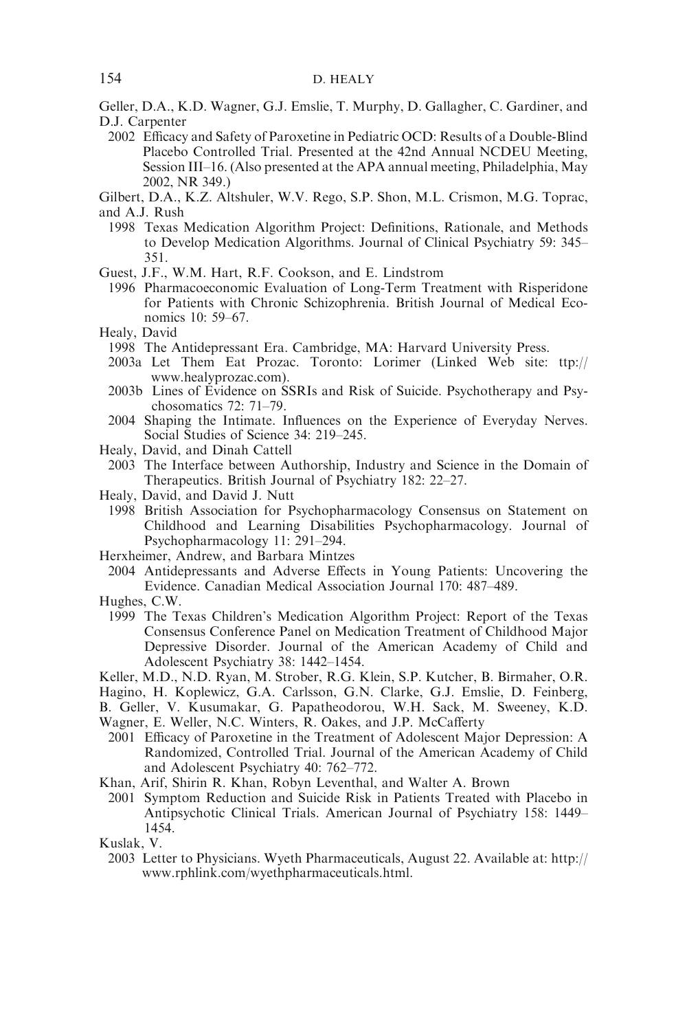Geller, D.A., K.D. Wagner, G.J. Emslie, T. Murphy, D. Gallagher, C. Gardiner, and D.J. Carpenter

2002 Efficacy and Safety of Paroxetine in Pediatric OCD: Results of a Double-Blind Placebo Controlled Trial. Presented at the 42nd Annual NCDEU Meeting, Session III–16. (Also presented at the APA annual meeting, Philadelphia, May 2002, NR 349.)

Gilbert, D.A., K.Z. Altshuler, W.V. Rego, S.P. Shon, M.L. Crismon, M.G. Toprac, and A.J. Rush

1998 Texas Medication Algorithm Project: Definitions, Rationale, and Methods to Develop Medication Algorithms. Journal of Clinical Psychiatry 59: 345–351.

Guest, J.F., W.M. Hart, R.F. Cookson, and E. Lindstrom

1996 Pharmacoeconomic Evaluation of Long-Term Treatment with Risperidone for Patients with Chronic Schizophrenia. British Journal of Medical Economics 10: 59–67.

Healy, David

1998 The Antidepressant Era. Cambridge, MA: Harvard University Press.

2003a Let Them Eat Prozac. Toronto: Lorimer (Linked Web site: ttp://www.healyprozac.com).

2003b Lines of Evidence on SSRIs and Risk of Suicide. Psychotherapy and Psychosomatics 72: 71–79.

2004 Shaping the Intimate. Influences on the Experience of Everyday Nerves. Social Studies of Science 34: 219–245.

Healy, David, and Dinah Cattell

2003 The Interface between Authorship, Industry and Science in the Domain of Therapeutics. British Journal of Psychiatry 182: 22–27.

Healy, David, and David J. Nutt

1998 British Association for Psychopharmacology Consensus on Statement on Childhood and Learning Disabilities Psychopharmacology. Journal of Psychopharmacology 11: 291–294.

Herxheimer, Andrew, and Barbara Mintzes

2004 Antidepressants and Adverse Effects in Young Patients: Uncovering the Evidence. Canadian Medical Association Journal 170: 487–489.

Hughes, C.W.

1999 The Texas Children's Medication Algorithm Project: Report of the Texas Consensus Conference Panel on Medication Treatment of Childhood Major Depressive Disorder. Journal of the American Academy of Child and Adolescent Psychiatry 38: 1442–1454.

Keller, M.D., N.D. Ryan, M. Strober, R.G. Klein, S.P. Kutcher, B. Birmaher, O.R. Hagino, H. Koplewicz, G.A. Carlsson, G.N. Clarke, G.J. Emslie, D. Feinberg, B. Geller, V. Kusumakar, G. Papatheodorou, W.H. Sack, M. Sweeney, K.D. Wagner, E. Weller, N.C. Winters, R. Oakes, and J.P. McCafferty

2001 Efficacy of Paroxetine in the Treatment of Adolescent Major Depression: A Randomized, Controlled Trial. Journal of the American Academy of Child and Adolescent Psychiatry 40: 762–772.

Khan, Arif, Shirin R. Khan, Robyn Leventhal, and Walter A. Brown

2001 Symptom Reduction and Suicide Risk in Patients Treated with Placebo in Antipsychotic Clinical Trials. American Journal of Psychiatry 158: 1449–1454.

Kuslak, V.

2003 Letter to Physicians. Wyeth Pharmaceuticals, August 22. Available at: http://www.rphlink.com/wyethpharmaceuticals.html.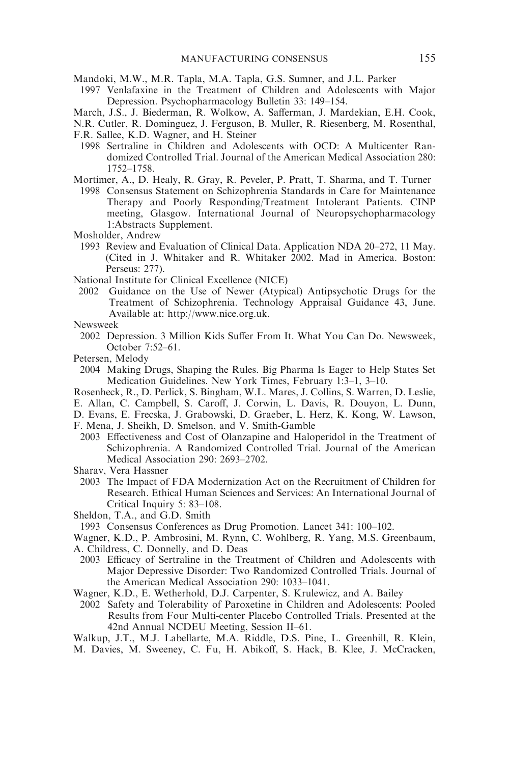Mandoki, M.W., M.R. Tapla, M.A. Tapla, G.S. Sumner, and J.L. Parker

1997 Venlafaxine in the Treatment of Children and Adolescents with Major Depression. Psychopharmacology Bulletin 33: 149–154.

March, J.S., J. Biederman, R. Wolkow, A. Safferman, J. Mardekian, E.H. Cook, N.R. Cutler, R. Dominguez, J. Ferguson, B. Muller, R. Riesenberg, M. Rosenthal, F.R. Sallee, K.D. Wagner, and H. Steiner

1998 Sertraline in Children and Adolescents with OCD: A Multicenter Randomized Controlled Trial. Journal of the American Medical Association 280: 1752–1758.

Mortimer, A., D. Healy, R. Gray, R. Peveler, P. Pratt, T. Sharma, and T. Turner

1998 Consensus Statement on Schizophrenia Standards in Care for Maintenance Therapy and Poorly Responding/Treatment Intolerant Patients. CINP meeting, Glasgow. International Journal of Neuropsychopharmacology 1:Abstracts Supplement.

Mosholder, Andrew

1993 Review and Evaluation of Clinical Data. Application NDA 20–272, 11 May. (Cited in J. Whitaker and R. Whitaker 2002. Mad in America. Boston: Perseus: 277).

National Institute for Clinical Excellence (NICE)

2002 Guidance on the Use of Newer (Atypical) Antipsychotic Drugs for the Treatment of Schizophrenia. Technology Appraisal Guidance 43, June. Available at: http://www.nice.org.uk.

Newsweek

2002 Depression. 3 Million Kids Suffer From It. What You Can Do. Newsweek, October 7:52–61.

Petersen, Melody

2004 Making Drugs, Shaping the Rules. Big Pharma Is Eager to Help States Set Medication Guidelines. New York Times, February 1:3–1, 3–10.

Rosenheck, R., D. Perlick, S. Bingham, W.L. Mares, J. Collins, S. Warren, D. Leslie, E. Allan, C. Campbell, S. Caroff, J. Corwin, L. Davis, R. Douyon, L. Dunn, D. Evans, E. Frecska, J. Grabowski, D. Graeber, L. Herz, K. Kong, W. Lawson, F. Mena, J. Sheikh, D. Smelson, and V. Smith-Gamble

2003 Effectiveness and Cost of Olanzapine and Haloperidol in the Treatment of Schizophrenia. A Randomized Controlled Trial. Journal of the American Medical Association 290: 2693–2702.

Sharav, Vera Hassner

2003 The Impact of FDA Modernization Act on the Recruitment of Children for Research. Ethical Human Sciences and Services: An International Journal of Critical Inquiry 5: 83–108.

Sheldon, T.A., and G.D. Smith

1993 Consensus Conferences as Drug Promotion. Lancet 341: 100–102.

Wagner, K.D., P. Ambrosini, M. Rynn, C. Wohlberg, R. Yang, M.S. Greenbaum, A. Childress, C. Donnelly, and D. Deas

2003 Efficacy of Sertraline in the Treatment of Children and Adolescents with Major Depressive Disorder: Two Randomized Controlled Trials. Journal of the American Medical Association 290: 1033–1041.

Wagner, K.D., E. Wetherhold, D.J. Carpenter, S. Krulewicz, and A. Bailey

2002 Safety and Tolerability of Paroxetine in Children and Adolescents: Pooled Results from Four Multi-center Placebo Controlled Trials. Presented at the 42nd Annual NCDEU Meeting, Session II–61.

Walkup, J.T., M.J. Labellarte, M.A. Riddle, D.S. Pine, L. Greenhill, R. Klein, M. Davies, M. Sweeney, C. Fu, H. Abikoff, S. Hack, B. Klee, J. McCracken,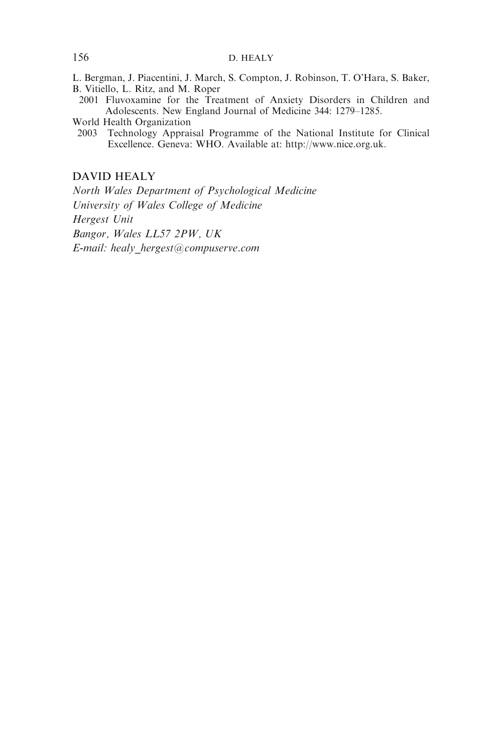L. Bergman, J. Piacentini, J. March, S. Compton, J. Robinson, T. O'Hara, S. Baker, B. Vitiello, L. Ritz, and M. Roper

2001 Fluvoxamine for the Treatment of Anxiety Disorders in Children and Adolescents. New England Journal of Medicine 344: 1279–1285.

World Health Organization

2003 Technology Appraisal Programme of the National Institute for Clinical Excellence. Geneva: WHO. Available at: http://www.nice.org.uk.

DAVID HEALY

*North Wales Department of Psychological Medicine*
*University of Wales College of Medicine*
*Hergest Unit*
*Bangor, Wales LL57 2PW, UK*
*E-mail: healy_hergest@compuserve.com*